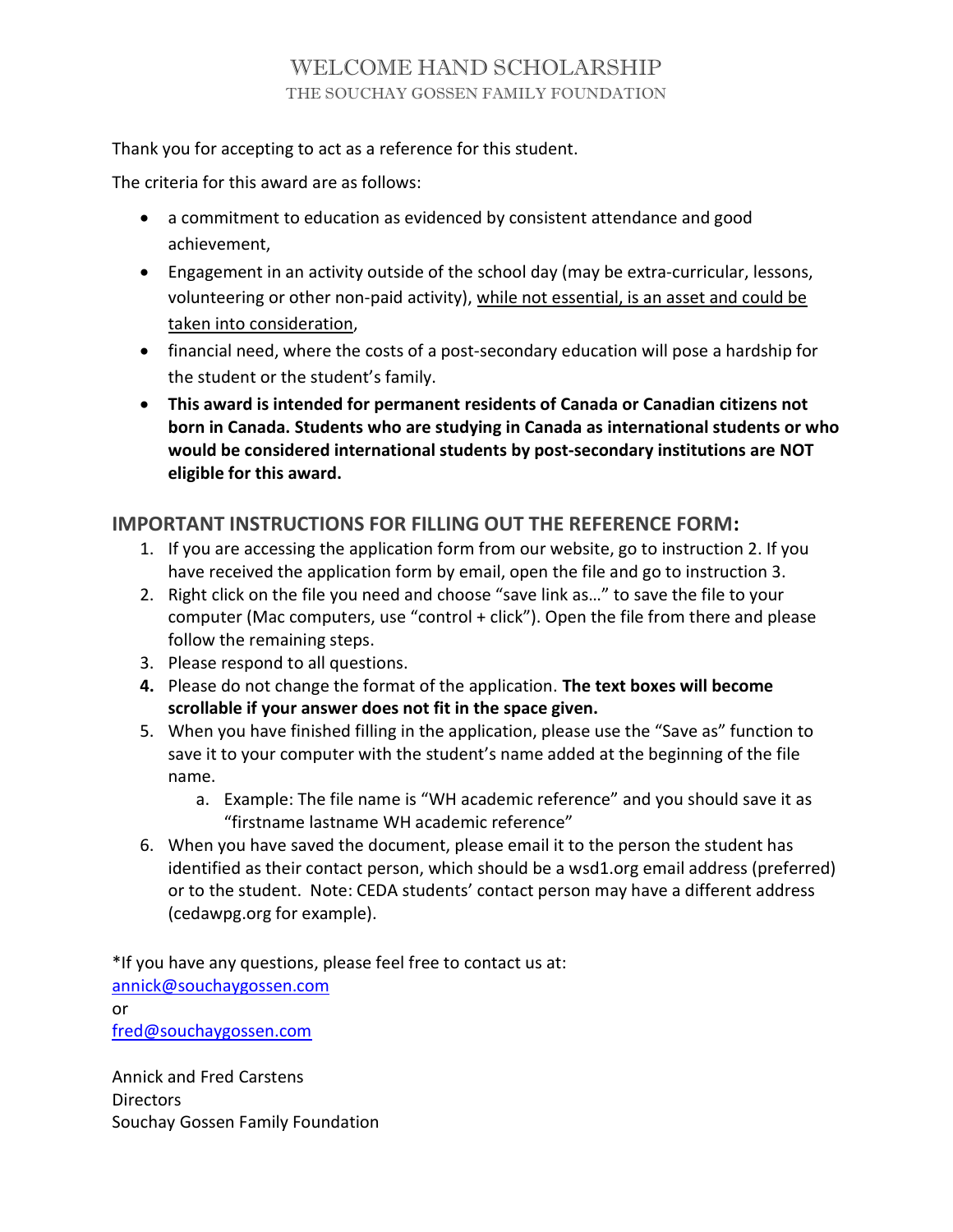# WELCOME HAND SCHOLARSHIP

## THE SOUCHAY GOSSEN FAMILY FOUNDATION

Thank you for accepting to act as a reference for this student.

The criteria for this award are as follows:

- a commitment to education as evidenced by consistent attendance and good achievement,
- Engagement in an activity outside of the school day (may be extra-curricular, lessons, volunteering or other non-paid activity), <u>while not essential, is an asset and could be taken into consideration</u>,
- financial need, where the costs of a post-secondary education will pose a hardship for the student or the student's family.
- **This award is intended for permanent residents of Canada or Canadian citizens not born in Canada. Students who are studying in Canada as international students or who would be considered international students by post-secondary institutions are NOT eligible for this award.**

## IMPORTANT INSTRUCTIONS FOR FILLING OUT THE REFERENCE FORM:

1. If you are accessing the application form from our website, go to instruction 2. If you have received the application form by email, open the file and go to instruction 3.
2. Right click on the file you need and choose "save link as…" to save the file to your computer (Mac computers, use "control + click"). Open the file from there and please follow the remaining steps.
3. Please respond to all questions.
4. Please do not change the format of the application. **The text boxes will become scrollable if your answer does not fit in the space given.**
5. When you have finished filling in the application, please use the "Save as" function to save it to your computer with the student's name added at the beginning of the file name.
   a. Example: The file name is "WH academic reference" and you should save it as "firstname lastname WH academic reference"
6. When you have saved the document, please email it to the person the student has identified as their contact person, which should be a wsd1.org email address (preferred) or to the student. Note: CEDA students' contact person may have a different address (cedawpg.org for example).

*If you have any questions, please feel free to contact us at:
annick@souchaygossen.com
or
fred@souchaygossen.com

Annick and Fred Carstens
Directors
Souchay Gossen Family Foundation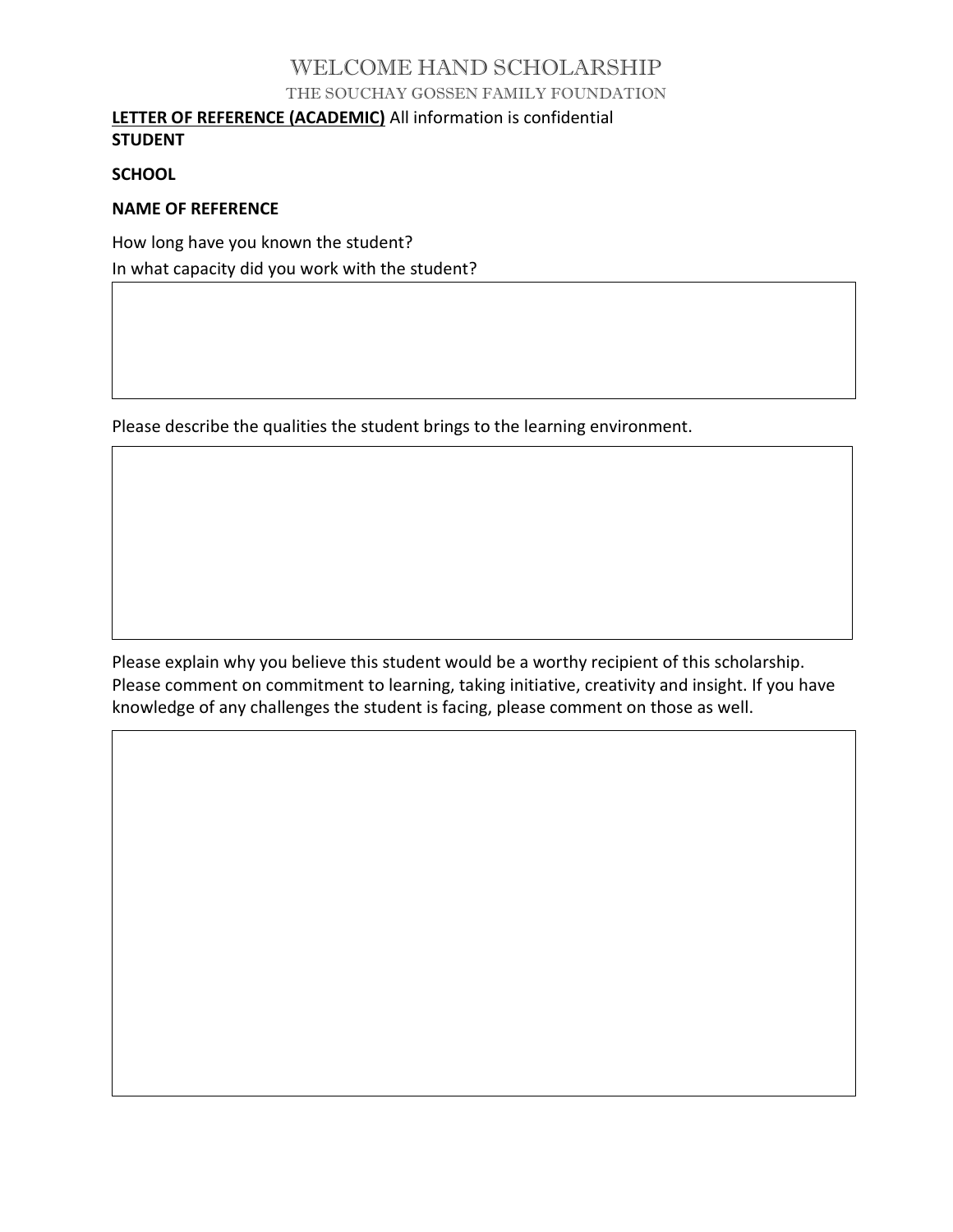# WELCOME HAND SCHOLARSHIP

THE SOUCHAY GOSSEN FAMILY FOUNDATION

**LETTER OF REFERENCE (ACADEMIC)** All information is confidential

**STUDENT**

**SCHOOL**

**NAME OF REFERENCE**

How long have you known the student?

In what capacity did you work with the student?

Please describe the qualities the student brings to the learning environment.

Please explain why you believe this student would be a worthy recipient of this scholarship. Please comment on commitment to learning, taking initiative, creativity and insight. If you have knowledge of any challenges the student is facing, please comment on those as well.